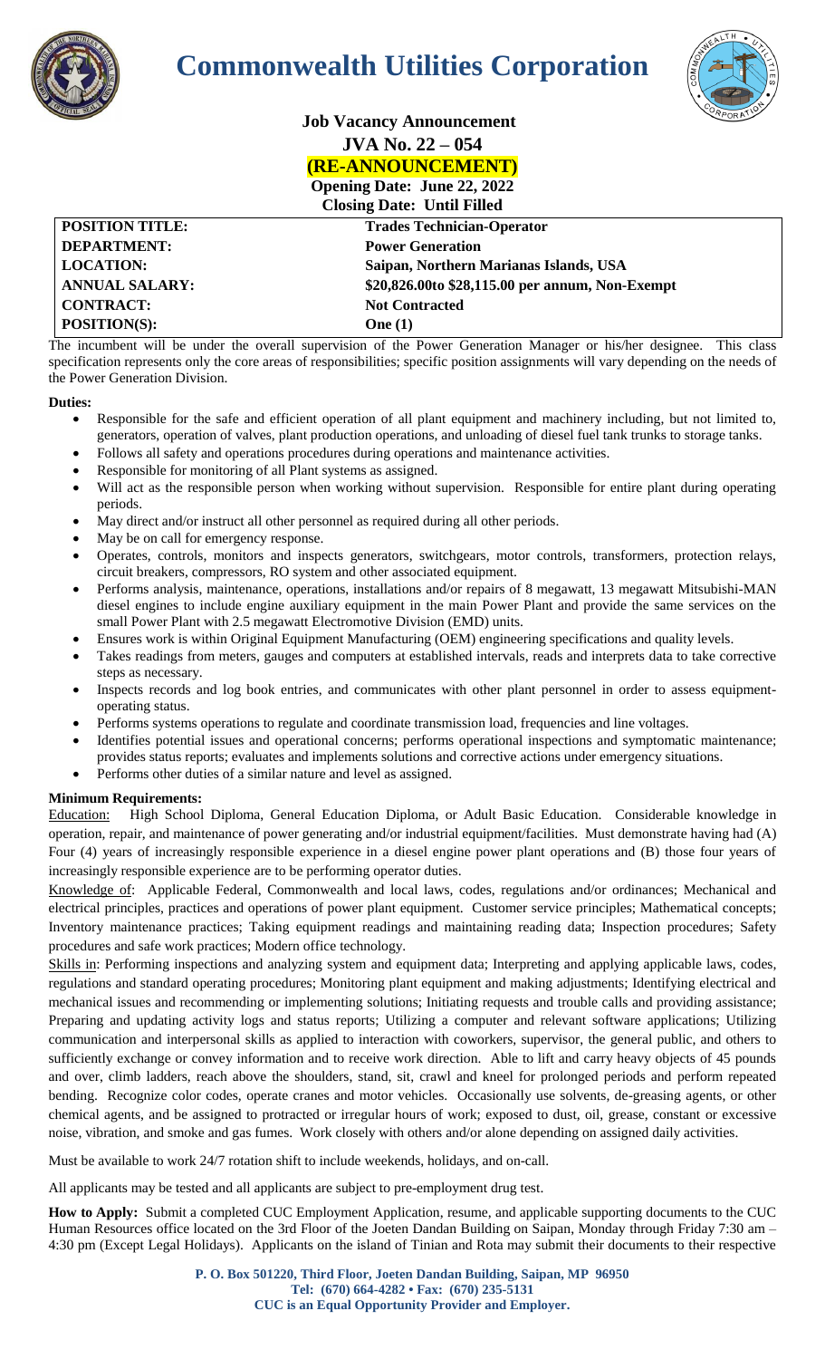# Commonwealth Utilities Corporation

## Job Vacancy Announcement

**JVA No. 22 – 054**

**(RE-ANNOUNCEMENT)**

**Opening Date: June 22, 2022**

**Closing Date: Until Filled**

| | |
|---|---|
| **POSITION TITLE:** | **Trades Technician-Operator** |
| **DEPARTMENT:** | **Power Generation** |
| **LOCATION:** | **Saipan, Northern Marianas Islands, USA** |
| **ANNUAL SALARY:** | **$20,826.00to $28,115.00 per annum, Non-Exempt** |
| **CONTRACT:** | **Not Contracted** |
| **POSITION(S):** | **One (1)** |

The incumbent will be under the overall supervision of the Power Generation Manager or his/her designee. This class specification represents only the core areas of responsibilities; specific position assignments will vary depending on the needs of the Power Generation Division.

**Duties:**

- Responsible for the safe and efficient operation of all plant equipment and machinery including, but not limited to, generators, operation of valves, plant production operations, and unloading of diesel fuel tank trunks to storage tanks.
- Follows all safety and operations procedures during operations and maintenance activities.
- Responsible for monitoring of all Plant systems as assigned.
- Will act as the responsible person when working without supervision. Responsible for entire plant during operating periods.
- May direct and/or instruct all other personnel as required during all other periods.
- May be on call for emergency response.
- Operates, controls, monitors and inspects generators, switchgears, motor controls, transformers, protection relays, circuit breakers, compressors, RO system and other associated equipment.
- Performs analysis, maintenance, operations, installations and/or repairs of 8 megawatt, 13 megawatt Mitsubishi-MAN diesel engines to include engine auxiliary equipment in the main Power Plant and provide the same services on the small Power Plant with 2.5 megawatt Electromotive Division (EMD) units.
- Ensures work is within Original Equipment Manufacturing (OEM) engineering specifications and quality levels.
- Takes readings from meters, gauges and computers at established intervals, reads and interprets data to take corrective steps as necessary.
- Inspects records and log book entries, and communicates with other plant personnel in order to assess equipment-operating status.
- Performs systems operations to regulate and coordinate transmission load, frequencies and line voltages.
- Identifies potential issues and operational concerns; performs operational inspections and symptomatic maintenance; provides status reports; evaluates and implements solutions and corrective actions under emergency situations.
- Performs other duties of a similar nature and level as assigned.

**Minimum Requirements:**

Education: High School Diploma, General Education Diploma, or Adult Basic Education. Considerable knowledge in operation, repair, and maintenance of power generating and/or industrial equipment/facilities. Must demonstrate having had (A) Four (4) years of increasingly responsible experience in a diesel engine power plant operations and (B) those four years of increasingly responsible experience are to be performing operator duties.

Knowledge of: Applicable Federal, Commonwealth and local laws, codes, regulations and/or ordinances; Mechanical and electrical principles, practices and operations of power plant equipment. Customer service principles; Mathematical concepts; Inventory maintenance practices; Taking equipment readings and maintaining reading data; Inspection procedures; Safety procedures and safe work practices; Modern office technology.

Skills in: Performing inspections and analyzing system and equipment data; Interpreting and applying applicable laws, codes, regulations and standard operating procedures; Monitoring plant equipment and making adjustments; Identifying electrical and mechanical issues and recommending or implementing solutions; Initiating requests and trouble calls and providing assistance; Preparing and updating activity logs and status reports; Utilizing a computer and relevant software applications; Utilizing communication and interpersonal skills as applied to interaction with coworkers, supervisor, the general public, and others to sufficiently exchange or convey information and to receive work direction. Able to lift and carry heavy objects of 45 pounds and over, climb ladders, reach above the shoulders, stand, sit, crawl and kneel for prolonged periods and perform repeated bending. Recognize color codes, operate cranes and motor vehicles. Occasionally use solvents, de-greasing agents, or other chemical agents, and be assigned to protracted or irregular hours of work; exposed to dust, oil, grease, constant or excessive noise, vibration, and smoke and gas fumes. Work closely with others and/or alone depending on assigned daily activities.

Must be available to work 24/7 rotation shift to include weekends, holidays, and on-call.

All applicants may be tested and all applicants are subject to pre-employment drug test.

**How to Apply:** Submit a completed CUC Employment Application, resume, and applicable supporting documents to the CUC Human Resources office located on the 3rd Floor of the Joeten Dandan Building on Saipan, Monday through Friday 7:30 am – 4:30 pm (Except Legal Holidays). Applicants on the island of Tinian and Rota may submit their documents to their respective

**P. O. Box 501220, Third Floor, Joeten Dandan Building, Saipan, MP 96950**
**Tel: (670) 664-4282 • Fax: (670) 235-5131**
**CUC is an Equal Opportunity Provider and Employer.**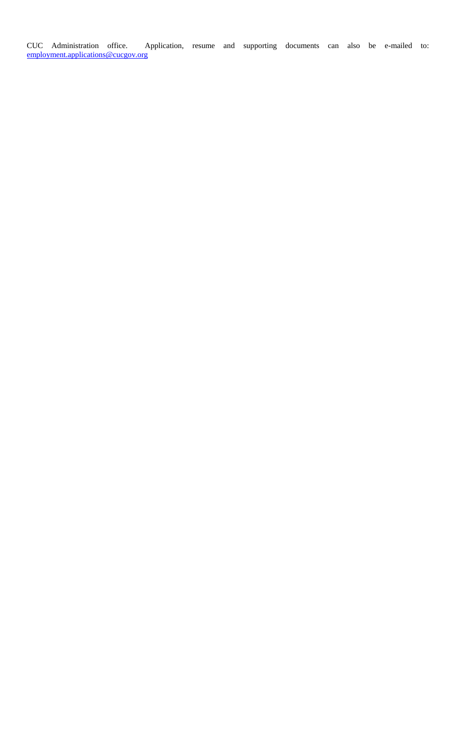CUC Administration office. Application, resume and supporting documents can also be e-mailed to: employment.applications@cucgov.org